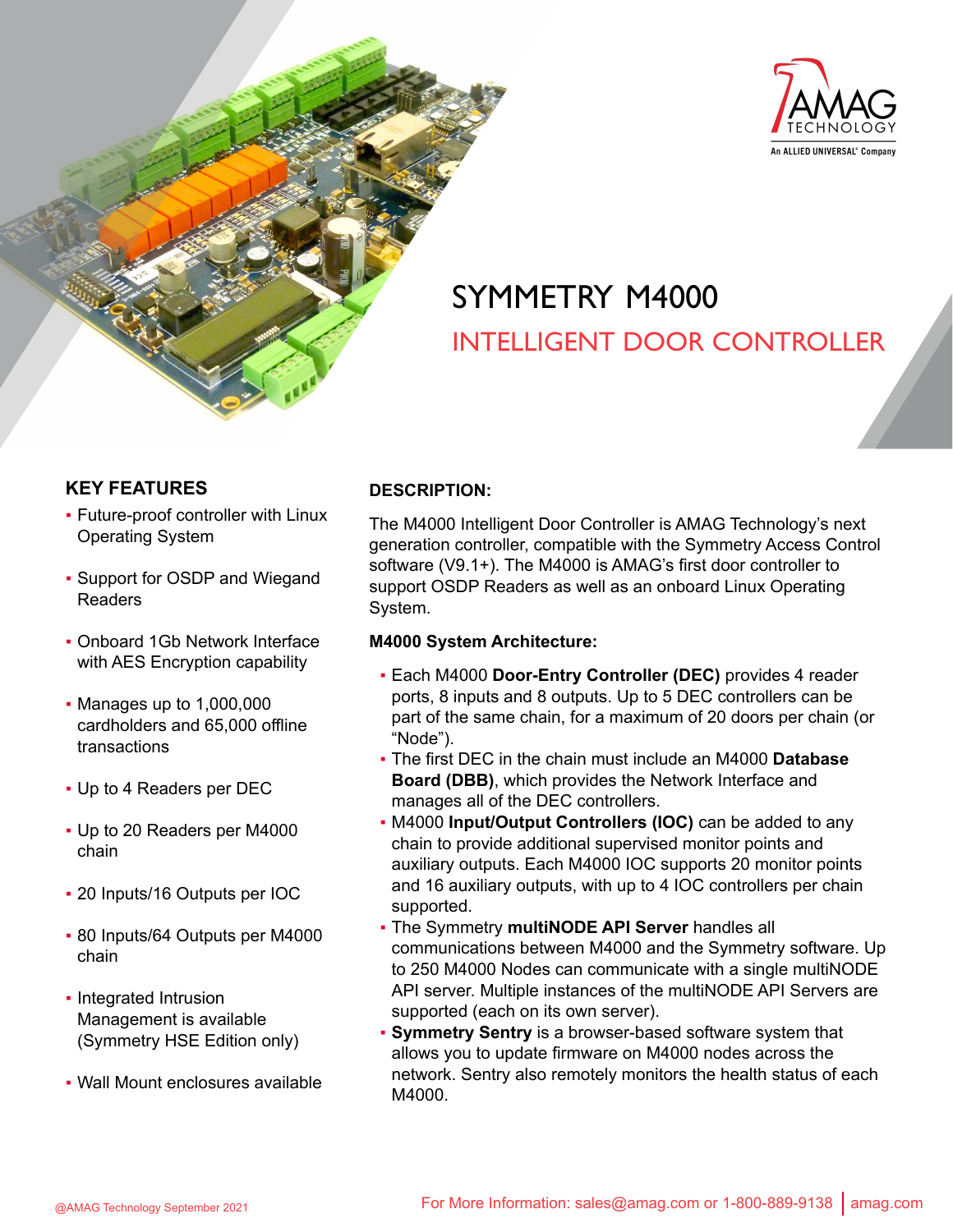# SYMMETRY M4000

## INTELLIGENT DOOR CONTROLLER

### KEY FEATURES

- Future-proof controller with Linux Operating System
- Support for OSDP and Wiegand Readers
- Onboard 1Gb Network Interface with AES Encryption capability
- Manages up to 1,000,000 cardholders and 65,000 offline transactions
- Up to 4 Readers per DEC
- Up to 20 Readers per M4000 chain
- 20 Inputs/16 Outputs per IOC
- 80 Inputs/64 Outputs per M4000 chain
- Integrated Intrusion Management is available (Symmetry HSE Edition only)
- Wall Mount enclosures available

### DESCRIPTION:

The M4000 Intelligent Door Controller is AMAG Technology's next generation controller, compatible with the Symmetry Access Control software (V9.1+). The M4000 is AMAG's first door controller to support OSDP Readers as well as an onboard Linux Operating System.

**M4000 System Architecture:**

- Each M4000 **Door-Entry Controller (DEC)** provides 4 reader ports, 8 inputs and 8 outputs. Up to 5 DEC controllers can be part of the same chain, for a maximum of 20 doors per chain (or "Node").
- The first DEC in the chain must include an M4000 **Database Board (DBB)**, which provides the Network Interface and manages all of the DEC controllers.
- M4000 **Input/Output Controllers (IOC)** can be added to any chain to provide additional supervised monitor points and auxiliary outputs. Each M4000 IOC supports 20 monitor points and 16 auxiliary outputs, with up to 4 IOC controllers per chain supported.
- The Symmetry **multiNODE API Server** handles all communications between M4000 and the Symmetry software. Up to 250 M4000 Nodes can communicate with a single multiNODE API server. Multiple instances of the multiNODE API Servers are supported (each on its own server).
- **Symmetry Sentry** is a browser-based software system that allows you to update firmware on M4000 nodes across the network. Sentry also remotely monitors the health status of each M4000.

@AMAG Technology September 2021

For More Information: sales@amag.com or 1-800-889-9138 | amag.com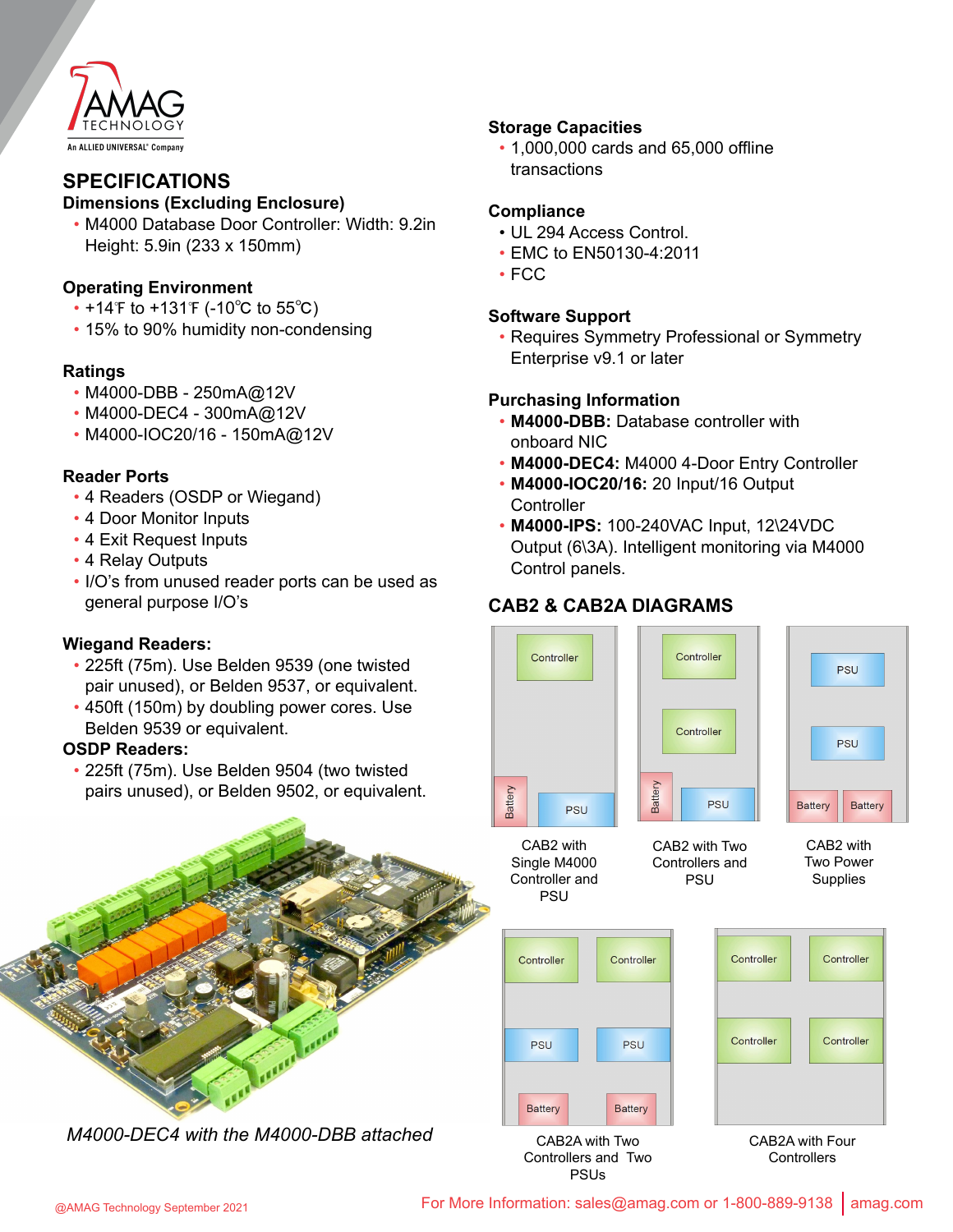## SPECIFICATIONS

### Dimensions (Excluding Enclosure)

- M4000 Database Door Controller: Width: 9.2in Height: 5.9in (233 x 150mm)

### Operating Environment

- +14℉ to +131℉ (-10℃ to 55℃)
- 15% to 90% humidity non-condensing

### Ratings

- M4000-DBB - 250mA@12V
- M4000-DEC4 - 300mA@12V
- M4000-IOC20/16 - 150mA@12V

### Reader Ports

- 4 Readers (OSDP or Wiegand)
- 4 Door Monitor Inputs
- 4 Exit Request Inputs
- 4 Relay Outputs
- I/O's from unused reader ports can be used as general purpose I/O's

### Wiegand Readers:

- 225ft (75m). Use Belden 9539 (one twisted pair unused), or Belden 9537, or equivalent.
- 450ft (150m) by doubling power cores. Use Belden 9539 or equivalent.

### OSDP Readers:

- 225ft (75m). Use Belden 9504 (two twisted pairs unused), or Belden 9502, or equivalent.

*M4000-DEC4 with the M4000-DBB attached*

### Storage Capacities

- 1,000,000 cards and 65,000 offline transactions

### Compliance

- UL 294 Access Control.
- EMC to EN50130-4:2011
- FCC

### Software Support

- Requires Symmetry Professional or Symmetry Enterprise v9.1 or later

### Purchasing Information

- **M4000-DBB:** Database controller with onboard NIC
- **M4000-DEC4:** M4000 4-Door Entry Controller
- **M4000-IOC20/16:** 20 Input/16 Output Controller
- **M4000-IPS:** 100-240VAC Input, 12\24VDC Output (6\3A). Intelligent monitoring via M4000 Control panels.

## CAB2 & CAB2A DIAGRAMS

Controller
Battery
PSU

CAB2 with Single M4000 Controller and PSU

Controller
Controller
Battery
PSU

CAB2 with Two Controllers and PSU

PSU
PSU
Battery
Battery

CAB2 with Two Power Supplies

Controller
Controller
PSU
PSU
Battery
Battery

CAB2A with Two Controllers and Two PSUs

Controller
Controller
Controller
Controller

CAB2A with Four Controllers

@AMAG Technology September 2021

For More Information: sales@amag.com or 1-800-889-9138 | amag.com